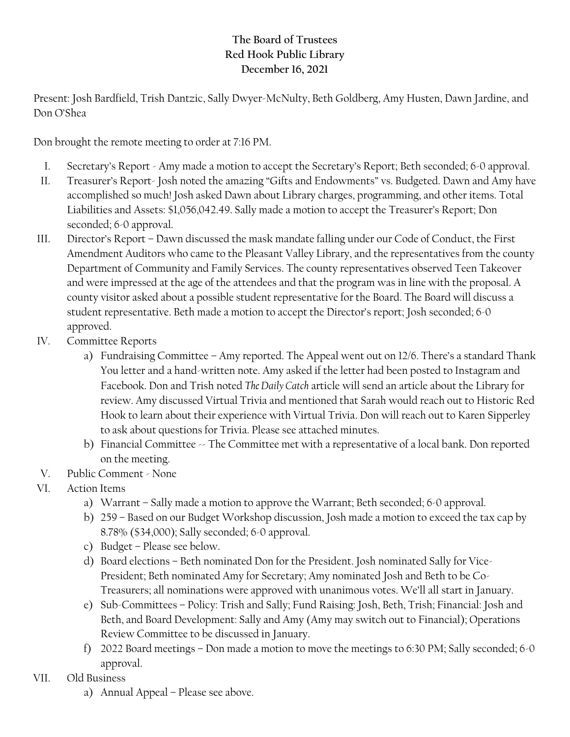**The Board of Trustees**
**Red Hook Public Library**
**December 16, 2021**

Present: Josh Bardfield, Trish Dantzic, Sally Dwyer-McNulty, Beth Goldberg, Amy Husten, Dawn Jardine, and Don O'Shea

Don brought the remote meeting to order at 7:16 PM.

I. Secretary's Report - Amy made a motion to accept the Secretary's Report; Beth seconded; 6-0 approval.

II. Treasurer's Report- Josh noted the amazing "Gifts and Endowments" vs. Budgeted. Dawn and Amy have accomplished so much! Josh asked Dawn about Library charges, programming, and other items. Total Liabilities and Assets: $1,056,042.49. Sally made a motion to accept the Treasurer's Report; Don seconded; 6-0 approval.

III. Director's Report – Dawn discussed the mask mandate falling under our Code of Conduct, the First Amendment Auditors who came to the Pleasant Valley Library, and the representatives from the county Department of Community and Family Services. The county representatives observed Teen Takeover and were impressed at the age of the attendees and that the program was in line with the proposal. A county visitor asked about a possible student representative for the Board. The Board will discuss a student representative. Beth made a motion to accept the Director's report; Josh seconded; 6-0 approved.

IV. Committee Reports
   a) Fundraising Committee – Amy reported. The Appeal went out on 12/6. There's a standard Thank You letter and a hand-written note. Amy asked if the letter had been posted to Instagram and Facebook. Don and Trish noted *The Daily Catch* article will send an article about the Library for review. Amy discussed Virtual Trivia and mentioned that Sarah would reach out to Historic Red Hook to learn about their experience with Virtual Trivia. Don will reach out to Karen Sipperley to ask about questions for Trivia. Please see attached minutes.
   b) Financial Committee -- The Committee met with a representative of a local bank. Don reported on the meeting.

V. Public Comment - None

VI. Action Items
   a) Warrant – Sally made a motion to approve the Warrant; Beth seconded; 6-0 approval.
   b) 259 – Based on our Budget Workshop discussion, Josh made a motion to exceed the tax cap by 8.78% ($34,000); Sally seconded; 6-0 approval.
   c) Budget – Please see below.
   d) Board elections – Beth nominated Don for the President. Josh nominated Sally for Vice-President; Beth nominated Amy for Secretary; Amy nominated Josh and Beth to be Co-Treasurers; all nominations were approved with unanimous votes. We'll all start in January.
   e) Sub-Committees – Policy: Trish and Sally; Fund Raising: Josh, Beth, Trish; Financial: Josh and Beth, and Board Development: Sally and Amy (Amy may switch out to Financial); Operations Review Committee to be discussed in January.
   f) 2022 Board meetings – Don made a motion to move the meetings to 6:30 PM; Sally seconded; 6-0 approval.

VII. Old Business
   a) Annual Appeal – Please see above.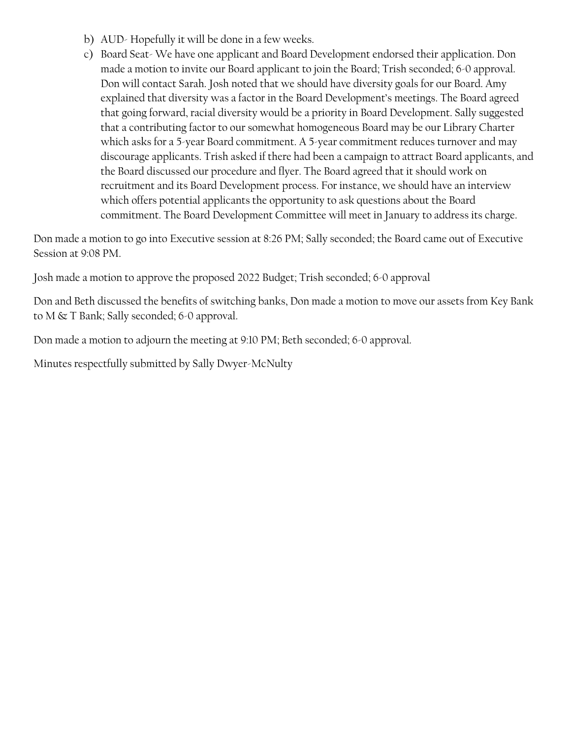b) AUD- Hopefully it will be done in a few weeks.

c) Board Seat- We have one applicant and Board Development endorsed their application. Don made a motion to invite our Board applicant to join the Board; Trish seconded; 6-0 approval. Don will contact Sarah. Josh noted that we should have diversity goals for our Board. Amy explained that diversity was a factor in the Board Development's meetings. The Board agreed that going forward, racial diversity would be a priority in Board Development. Sally suggested that a contributing factor to our somewhat homogeneous Board may be our Library Charter which asks for a 5-year Board commitment. A 5-year commitment reduces turnover and may discourage applicants. Trish asked if there had been a campaign to attract Board applicants, and the Board discussed our procedure and flyer. The Board agreed that it should work on recruitment and its Board Development process. For instance, we should have an interview which offers potential applicants the opportunity to ask questions about the Board commitment. The Board Development Committee will meet in January to address its charge.

Don made a motion to go into Executive session at 8:26 PM; Sally seconded; the Board came out of Executive Session at 9:08 PM.

Josh made a motion to approve the proposed 2022 Budget; Trish seconded; 6-0 approval

Don and Beth discussed the benefits of switching banks, Don made a motion to move our assets from Key Bank to M & T Bank; Sally seconded; 6-0 approval.

Don made a motion to adjourn the meeting at 9:10 PM; Beth seconded; 6-0 approval.

Minutes respectfully submitted by Sally Dwyer-McNulty